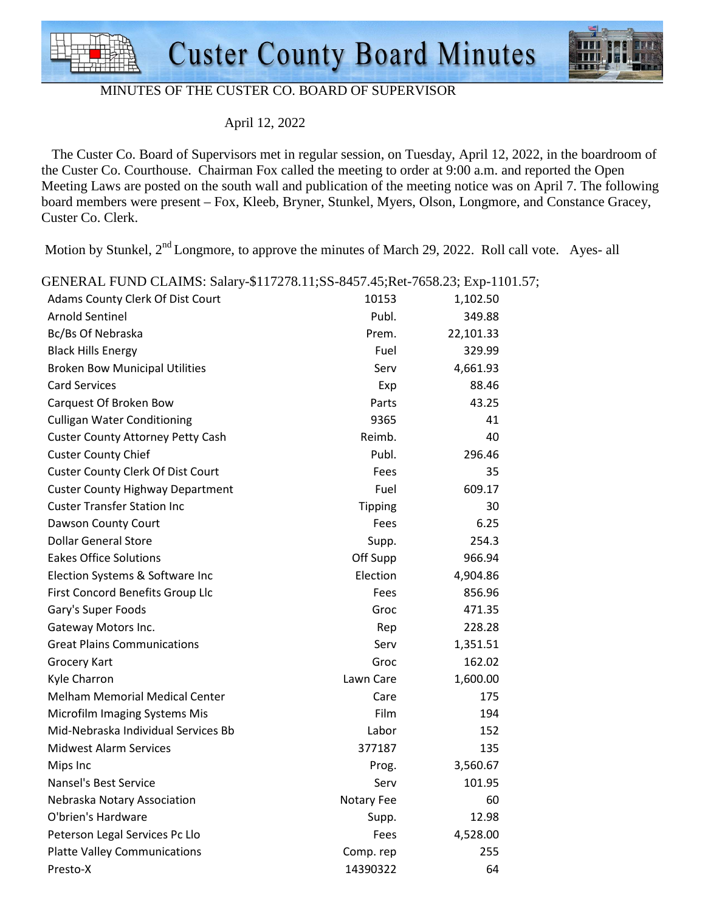# Custer County Board Minutes

MINUTES OF THE CUSTER CO. BOARD OF SUPERVISOR

April 12, 2022

The Custer Co. Board of Supervisors met in regular session, on Tuesday, April 12, 2022, in the boardroom of the Custer Co. Courthouse. Chairman Fox called the meeting to order at 9:00 a.m. and reported the Open Meeting Laws are posted on the south wall and publication of the meeting notice was on April 7. The following board members were present – Fox, Kleeb, Bryner, Stunkel, Myers, Olson, Longmore, and Constance Gracey, Custer Co. Clerk.

Motion by Stunkel, 2nd Longmore, to approve the minutes of March 29, 2022. Roll call vote. Ayes- all

GENERAL FUND CLAIMS: Salary-$117278.11;SS-8457.45;Ret-7658.23; Exp-1101.57;

| | | |
|---|---|---|
| Adams County Clerk Of Dist Court | 10153 | 1,102.50 |
| Arnold Sentinel | Publ. | 349.88 |
| Bc/Bs Of Nebraska | Prem. | 22,101.33 |
| Black Hills Energy | Fuel | 329.99 |
| Broken Bow Municipal Utilities | Serv | 4,661.93 |
| Card Services | Exp | 88.46 |
| Carquest Of Broken Bow | Parts | 43.25 |
| Culligan Water Conditioning | 9365 | 41 |
| Custer County Attorney Petty Cash | Reimb. | 40 |
| Custer County Chief | Publ. | 296.46 |
| Custer County Clerk Of Dist Court | Fees | 35 |
| Custer County Highway Department | Fuel | 609.17 |
| Custer Transfer Station Inc | Tipping | 30 |
| Dawson County Court | Fees | 6.25 |
| Dollar General Store | Supp. | 254.3 |
| Eakes Office Solutions | Off Supp | 966.94 |
| Election Systems & Software Inc | Election | 4,904.86 |
| First Concord Benefits Group Llc | Fees | 856.96 |
| Gary's Super Foods | Groc | 471.35 |
| Gateway Motors Inc. | Rep | 228.28 |
| Great Plains Communications | Serv | 1,351.51 |
| Grocery Kart | Groc | 162.02 |
| Kyle Charron | Lawn Care | 1,600.00 |
| Melham Memorial Medical Center | Care | 175 |
| Microfilm Imaging Systems Mis | Film | 194 |
| Mid-Nebraska Individual Services Bb | Labor | 152 |
| Midwest Alarm Services | 377187 | 135 |
| Mips Inc | Prog. | 3,560.67 |
| Nansel's Best Service | Serv | 101.95 |
| Nebraska Notary Association | Notary Fee | 60 |
| O'brien's Hardware | Supp. | 12.98 |
| Peterson Legal Services Pc Llo | Fees | 4,528.00 |
| Platte Valley Communications | Comp. rep | 255 |
| Presto-X | 14390322 | 64 |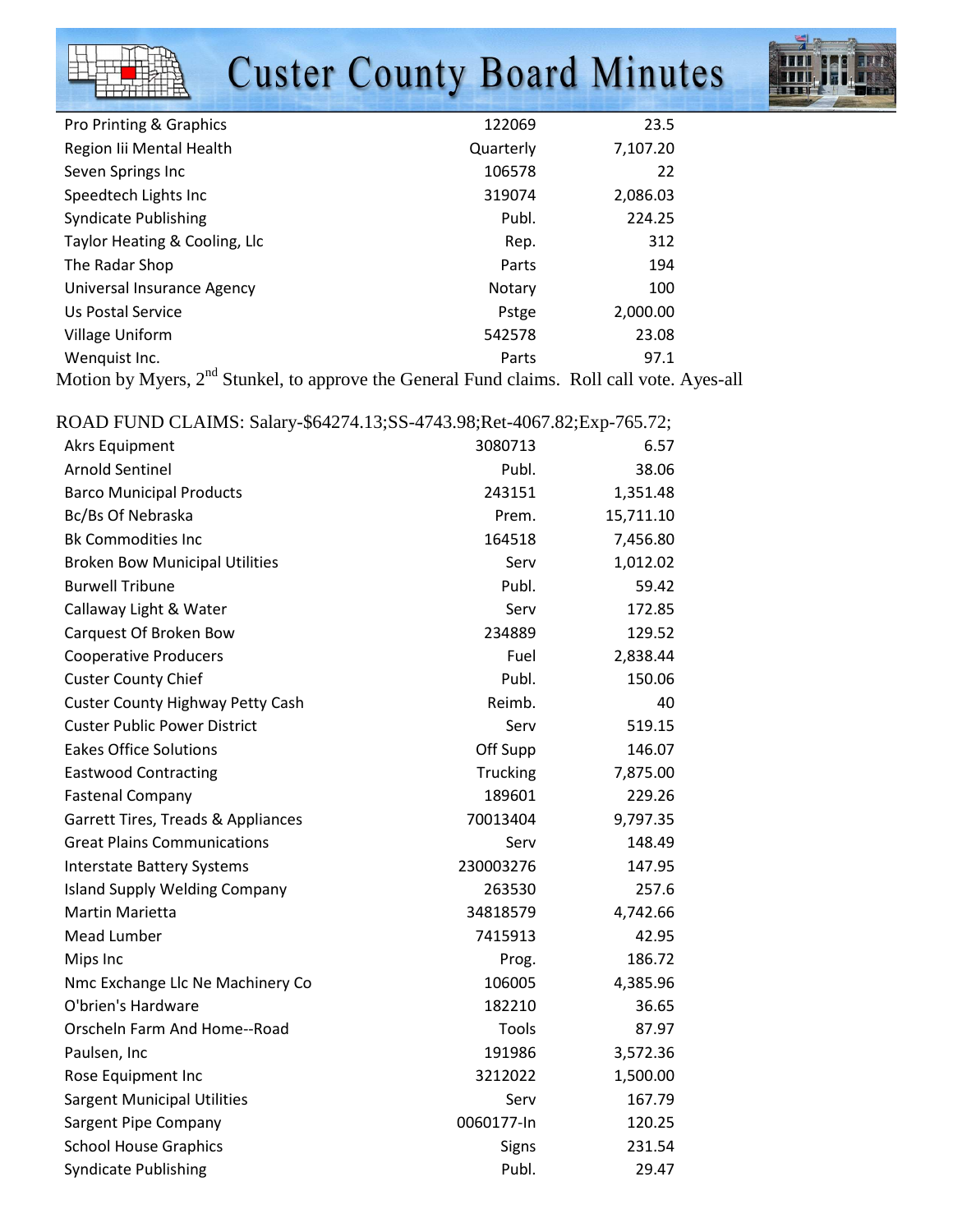| | | |
|---|---|---|
| Pro Printing & Graphics | 122069 | 23.5 |
| Region Iii Mental Health | Quarterly | 7,107.20 |
| Seven Springs Inc | 106578 | 22 |
| Speedtech Lights Inc | 319074 | 2,086.03 |
| Syndicate Publishing | Publ. | 224.25 |
| Taylor Heating & Cooling, Llc | Rep. | 312 |
| The Radar Shop | Parts | 194 |
| Universal Insurance Agency | Notary | 100 |
| Us Postal Service | Pstge | 2,000.00 |
| Village Uniform | 542578 | 23.08 |
| Wenquist Inc. | Parts | 97.1 |

Motion by Myers, 2nd Stunkel, to approve the General Fund claims. Roll call vote. Ayes-all

ROAD FUND CLAIMS: Salary-$64274.13;SS-4743.98;Ret-4067.82;Exp-765.72;

| | | |
|---|---|---|
| Akrs Equipment | 3080713 | 6.57 |
| Arnold Sentinel | Publ. | 38.06 |
| Barco Municipal Products | 243151 | 1,351.48 |
| Bc/Bs Of Nebraska | Prem. | 15,711.10 |
| Bk Commodities Inc | 164518 | 7,456.80 |
| Broken Bow Municipal Utilities | Serv | 1,012.02 |
| Burwell Tribune | Publ. | 59.42 |
| Callaway Light & Water | Serv | 172.85 |
| Carquest Of Broken Bow | 234889 | 129.52 |
| Cooperative Producers | Fuel | 2,838.44 |
| Custer County Chief | Publ. | 150.06 |
| Custer County Highway Petty Cash | Reimb. | 40 |
| Custer Public Power District | Serv | 519.15 |
| Eakes Office Solutions | Off Supp | 146.07 |
| Eastwood Contracting | Trucking | 7,875.00 |
| Fastenal Company | 189601 | 229.26 |
| Garrett Tires, Treads & Appliances | 70013404 | 9,797.35 |
| Great Plains Communications | Serv | 148.49 |
| Interstate Battery Systems | 230003276 | 147.95 |
| Island Supply Welding Company | 263530 | 257.6 |
| Martin Marietta | 34818579 | 4,742.66 |
| Mead Lumber | 7415913 | 42.95 |
| Mips Inc | Prog. | 186.72 |
| Nmc Exchange Llc Ne Machinery Co | 106005 | 4,385.96 |
| O'brien's Hardware | 182210 | 36.65 |
| Orscheln Farm And Home--Road | Tools | 87.97 |
| Paulsen, Inc | 191986 | 3,572.36 |
| Rose Equipment Inc | 3212022 | 1,500.00 |
| Sargent Municipal Utilities | Serv | 167.79 |
| Sargent Pipe Company | 0060177-In | 120.25 |
| School House Graphics | Signs | 231.54 |
| Syndicate Publishing | Publ. | 29.47 |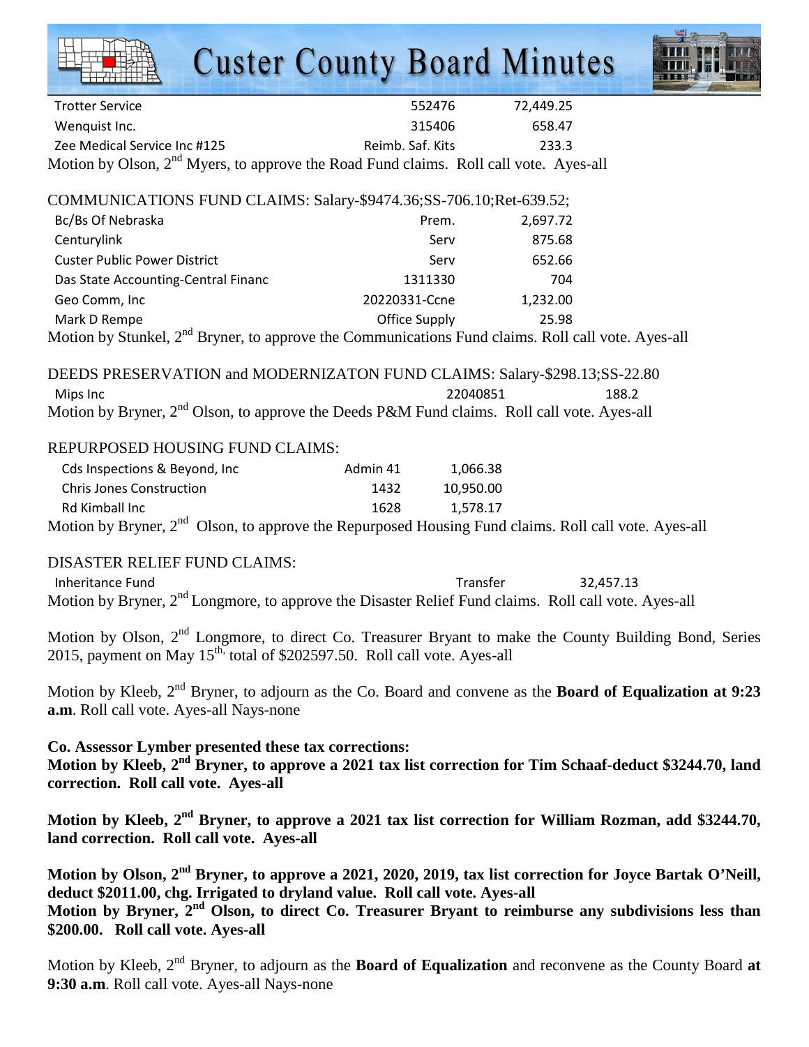| | | |
|---|---|---|
| Trotter Service | 552476 | 72,449.25 |
| Wenquist Inc. | 315406 | 658.47 |
| Zee Medical Service Inc #125 | Reimb. Saf. Kits | 233.3 |

Motion by Olson, 2nd Myers, to approve the Road Fund claims. Roll call vote. Ayes-all

COMMUNICATIONS FUND CLAIMS: Salary-$9474.36;SS-706.10;Ret-639.52;

| | | |
|---|---|---|
| Bc/Bs Of Nebraska | Prem. | 2,697.72 |
| Centurylink | Serv | 875.68 |
| Custer Public Power District | Serv | 652.66 |
| Das State Accounting-Central Financ | 1311330 | 704 |
| Geo Comm, Inc | 20220331-Ccne | 1,232.00 |
| Mark D Rempe | Office Supply | 25.98 |

Motion by Stunkel, 2nd Bryner, to approve the Communications Fund claims. Roll call vote. Ayes-all

DEEDS PRESERVATION and MODERNIZATON FUND CLAIMS: Salary-$298.13;SS-22.80

| | | |
|---|---|---|
| Mips Inc | 22040851 | 188.2 |

Motion by Bryner, 2nd Olson, to approve the Deeds P&M Fund claims. Roll call vote. Ayes-all

REPURPOSED HOUSING FUND CLAIMS:

| | | |
|---|---|---|
| Cds Inspections & Beyond, Inc | Admin 41 | 1,066.38 |
| Chris Jones Construction | 1432 | 10,950.00 |
| Rd Kimball Inc | 1628 | 1,578.17 |

Motion by Bryner, 2nd Olson, to approve the Repurposed Housing Fund claims. Roll call vote. Ayes-all

DISASTER RELIEF FUND CLAIMS:

| | | |
|---|---|---|
| Inheritance Fund | Transfer | 32,457.13 |

Motion by Bryner, 2nd Longmore, to approve the Disaster Relief Fund claims. Roll call vote. Ayes-all

Motion by Olson, 2nd Longmore, to direct Co. Treasurer Bryant to make the County Building Bond, Series 2015, payment on May 15th, total of $202597.50. Roll call vote. Ayes-all

Motion by Kleeb, 2nd Bryner, to adjourn as the Co. Board and convene as the **Board of Equalization at 9:23 a.m**. Roll call vote. Ayes-all Nays-none

**Co. Assessor Lymber presented these tax corrections:**

**Motion by Kleeb, 2nd Bryner, to approve a 2021 tax list correction for Tim Schaaf-deduct $3244.70, land correction. Roll call vote. Ayes-all**

**Motion by Kleeb, 2nd Bryner, to approve a 2021 tax list correction for William Rozman, add $3244.70, land correction. Roll call vote. Ayes-all**

**Motion by Olson, 2nd Bryner, to approve a 2021, 2020, 2019, tax list correction for Joyce Bartak O'Neill, deduct $2011.00, chg. Irrigated to dryland value. Roll call vote. Ayes-all**

**Motion by Bryner, 2nd Olson, to direct Co. Treasurer Bryant to reimburse any subdivisions less than $200.00. Roll call vote. Ayes-all**

Motion by Kleeb, 2nd Bryner, to adjourn as the **Board of Equalization** and reconvene as the County Board **at 9:30 a.m**. Roll call vote. Ayes-all Nays-none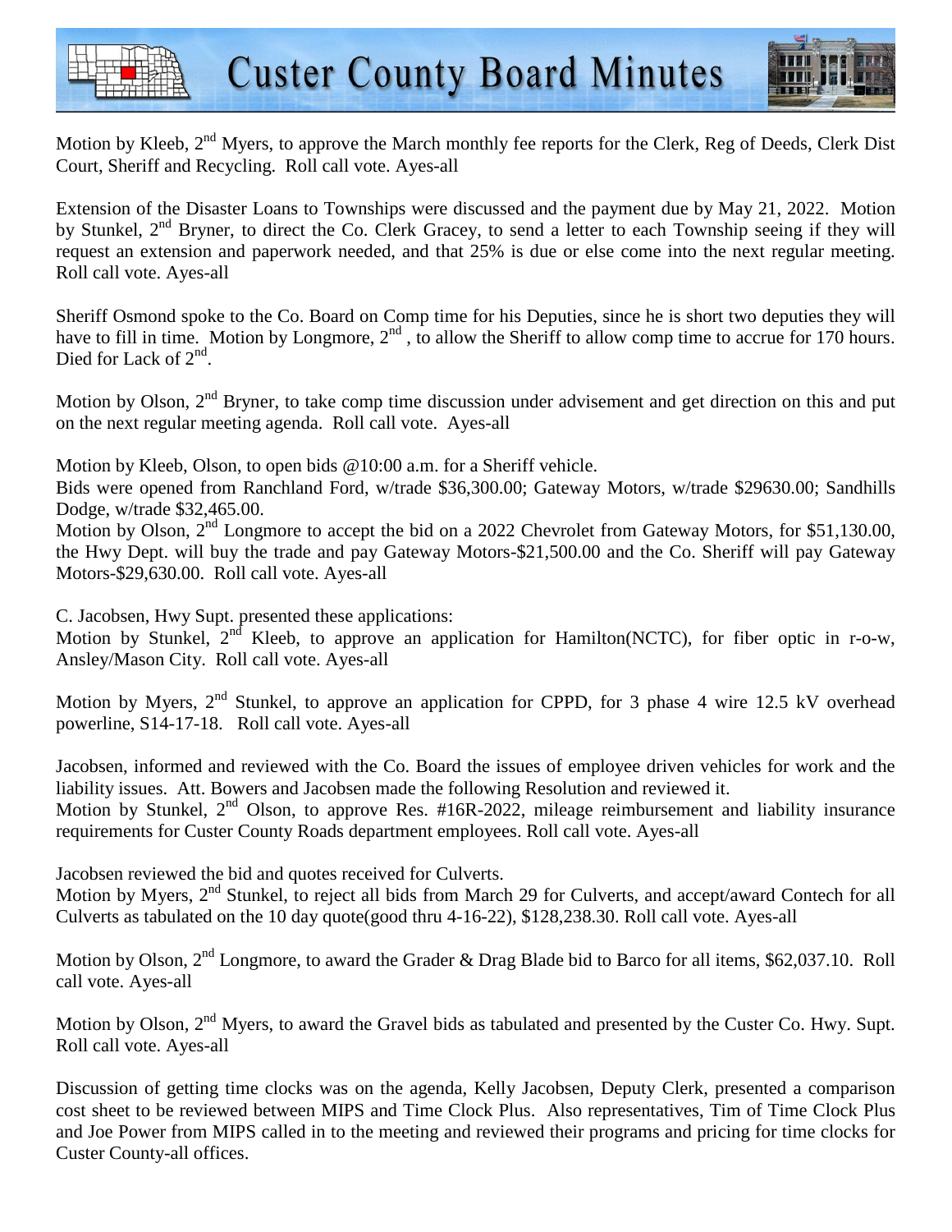Motion by Kleeb, 2nd Myers, to approve the March monthly fee reports for the Clerk, Reg of Deeds, Clerk Dist Court, Sheriff and Recycling. Roll call vote. Ayes-all

Extension of the Disaster Loans to Townships were discussed and the payment due by May 21, 2022. Motion by Stunkel, 2nd Bryner, to direct the Co. Clerk Gracey, to send a letter to each Township seeing if they will request an extension and paperwork needed, and that 25% is due or else come into the next regular meeting. Roll call vote. Ayes-all

Sheriff Osmond spoke to the Co. Board on Comp time for his Deputies, since he is short two deputies they will have to fill in time. Motion by Longmore, 2nd , to allow the Sheriff to allow comp time to accrue for 170 hours. Died for Lack of 2nd.

Motion by Olson, 2nd Bryner, to take comp time discussion under advisement and get direction on this and put on the next regular meeting agenda. Roll call vote. Ayes-all

Motion by Kleeb, Olson, to open bids @10:00 a.m. for a Sheriff vehicle.
Bids were opened from Ranchland Ford, w/trade $36,300.00; Gateway Motors, w/trade $29630.00; Sandhills Dodge, w/trade $32,465.00.
Motion by Olson, 2nd Longmore to accept the bid on a 2022 Chevrolet from Gateway Motors, for $51,130.00, the Hwy Dept. will buy the trade and pay Gateway Motors-$21,500.00 and the Co. Sheriff will pay Gateway Motors-$29,630.00. Roll call vote. Ayes-all

C. Jacobsen, Hwy Supt. presented these applications:
Motion by Stunkel, 2nd Kleeb, to approve an application for Hamilton(NCTC), for fiber optic in r-o-w, Ansley/Mason City. Roll call vote. Ayes-all

Motion by Myers, 2nd Stunkel, to approve an application for CPPD, for 3 phase 4 wire 12.5 kV overhead powerline, S14-17-18. Roll call vote. Ayes-all

Jacobsen, informed and reviewed with the Co. Board the issues of employee driven vehicles for work and the liability issues. Att. Bowers and Jacobsen made the following Resolution and reviewed it.
Motion by Stunkel, 2nd Olson, to approve Res. #16R-2022, mileage reimbursement and liability insurance requirements for Custer County Roads department employees. Roll call vote. Ayes-all

Jacobsen reviewed the bid and quotes received for Culverts.
Motion by Myers, 2nd Stunkel, to reject all bids from March 29 for Culverts, and accept/award Contech for all Culverts as tabulated on the 10 day quote(good thru 4-16-22), $128,238.30. Roll call vote. Ayes-all

Motion by Olson, 2nd Longmore, to award the Grader & Drag Blade bid to Barco for all items, $62,037.10. Roll call vote. Ayes-all

Motion by Olson, 2nd Myers, to award the Gravel bids as tabulated and presented by the Custer Co. Hwy. Supt. Roll call vote. Ayes-all

Discussion of getting time clocks was on the agenda, Kelly Jacobsen, Deputy Clerk, presented a comparison cost sheet to be reviewed between MIPS and Time Clock Plus. Also representatives, Tim of Time Clock Plus and Joe Power from MIPS called in to the meeting and reviewed their programs and pricing for time clocks for Custer County-all offices.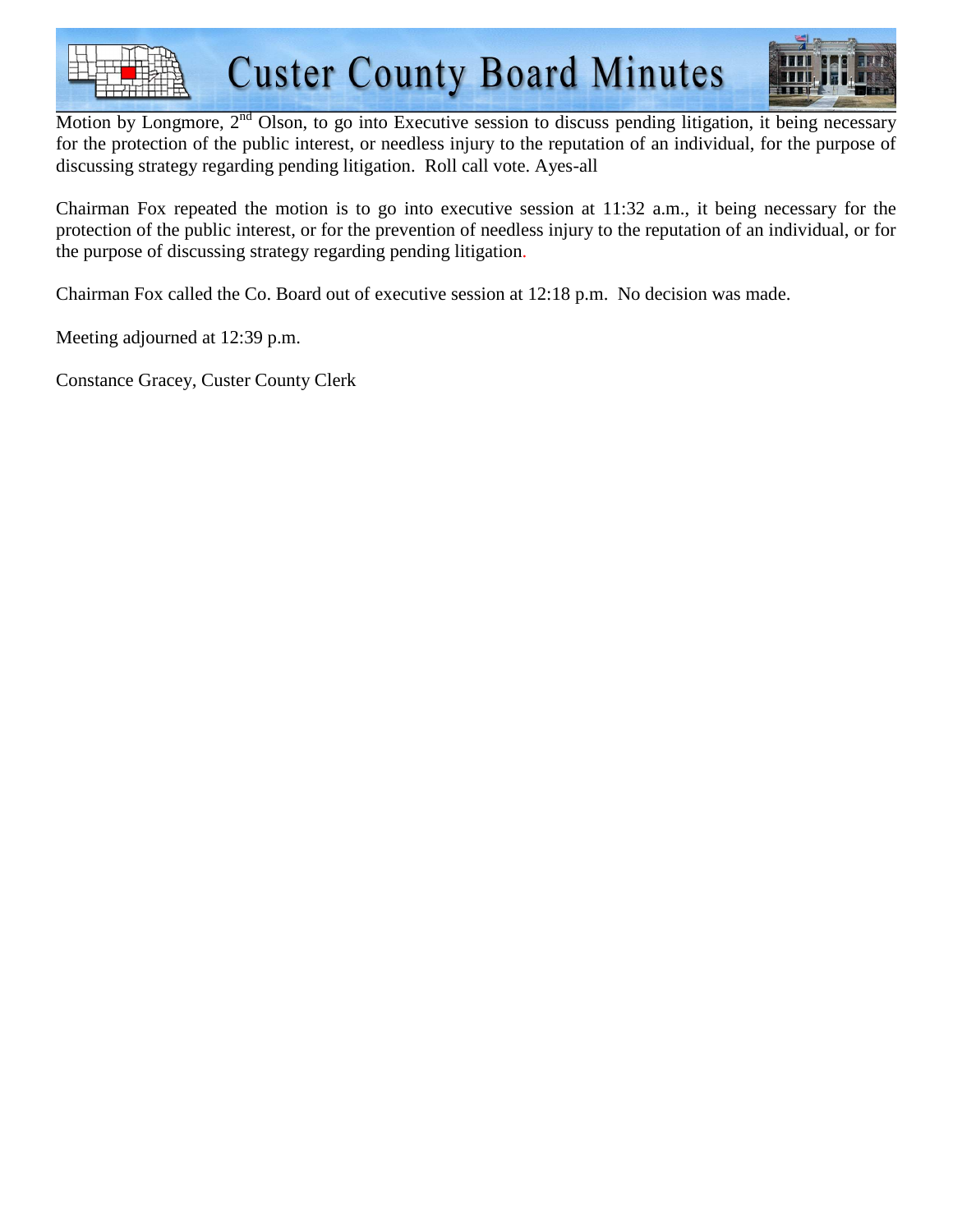Motion by Longmore, 2nd Olson, to go into Executive session to discuss pending litigation, it being necessary for the protection of the public interest, or needless injury to the reputation of an individual, for the purpose of discussing strategy regarding pending litigation. Roll call vote. Ayes-all

Chairman Fox repeated the motion is to go into executive session at 11:32 a.m., it being necessary for the protection of the public interest, or for the prevention of needless injury to the reputation of an individual, or for the purpose of discussing strategy regarding pending litigation.

Chairman Fox called the Co. Board out of executive session at 12:18 p.m. No decision was made.

Meeting adjourned at 12:39 p.m.

Constance Gracey, Custer County Clerk